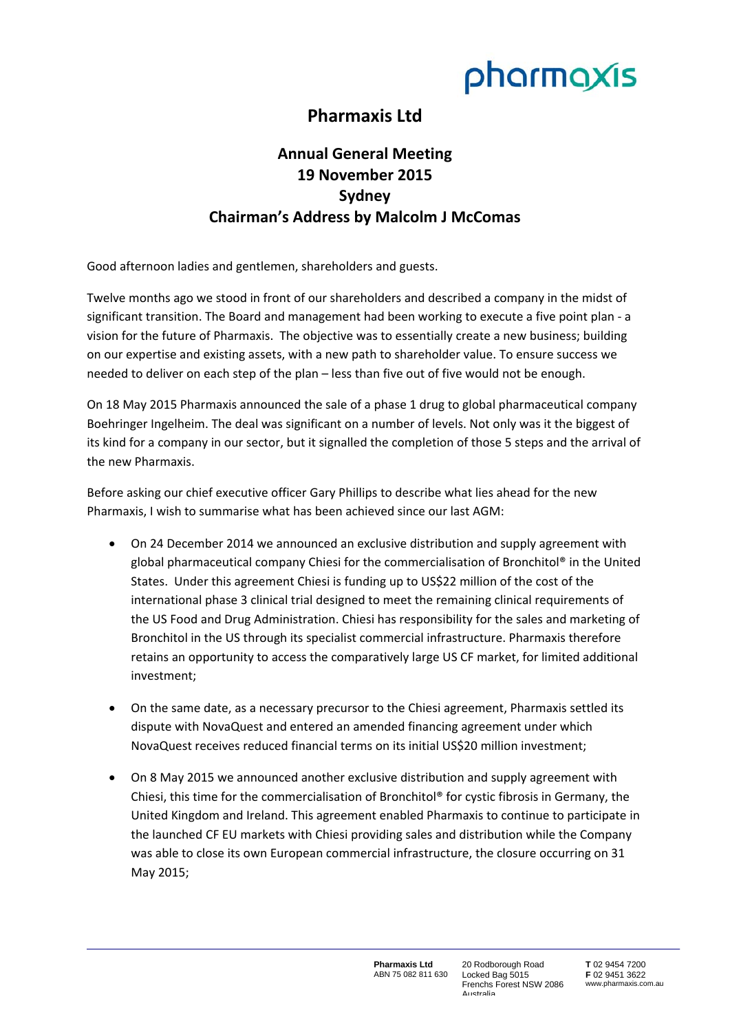# Pharmaxis Ltd

## Annual General Meeting
## 19 November 2015
## Sydney
## Chairman's Address by Malcolm J McComas

Good afternoon ladies and gentlemen, shareholders and guests.

Twelve months ago we stood in front of our shareholders and described a company in the midst of significant transition. The Board and management had been working to execute a five point plan - a vision for the future of Pharmaxis. The objective was to essentially create a new business; building on our expertise and existing assets, with a new path to shareholder value. To ensure success we needed to deliver on each step of the plan – less than five out of five would not be enough.

On 18 May 2015 Pharmaxis announced the sale of a phase 1 drug to global pharmaceutical company Boehringer Ingelheim. The deal was significant on a number of levels. Not only was it the biggest of its kind for a company in our sector, but it signalled the completion of those 5 steps and the arrival of the new Pharmaxis.

Before asking our chief executive officer Gary Phillips to describe what lies ahead for the new Pharmaxis, I wish to summarise what has been achieved since our last AGM:

- On 24 December 2014 we announced an exclusive distribution and supply agreement with global pharmaceutical company Chiesi for the commercialisation of Bronchitol® in the United States. Under this agreement Chiesi is funding up to US$22 million of the cost of the international phase 3 clinical trial designed to meet the remaining clinical requirements of the US Food and Drug Administration. Chiesi has responsibility for the sales and marketing of Bronchitol in the US through its specialist commercial infrastructure. Pharmaxis therefore retains an opportunity to access the comparatively large US CF market, for limited additional investment;

- On the same date, as a necessary precursor to the Chiesi agreement, Pharmaxis settled its dispute with NovaQuest and entered an amended financing agreement under which NovaQuest receives reduced financial terms on its initial US$20 million investment;

- On 8 May 2015 we announced another exclusive distribution and supply agreement with Chiesi, this time for the commercialisation of Bronchitol® for cystic fibrosis in Germany, the United Kingdom and Ireland. This agreement enabled Pharmaxis to continue to participate in the launched CF EU markets with Chiesi providing sales and distribution while the Company was able to close its own European commercial infrastructure, the closure occurring on 31 May 2015;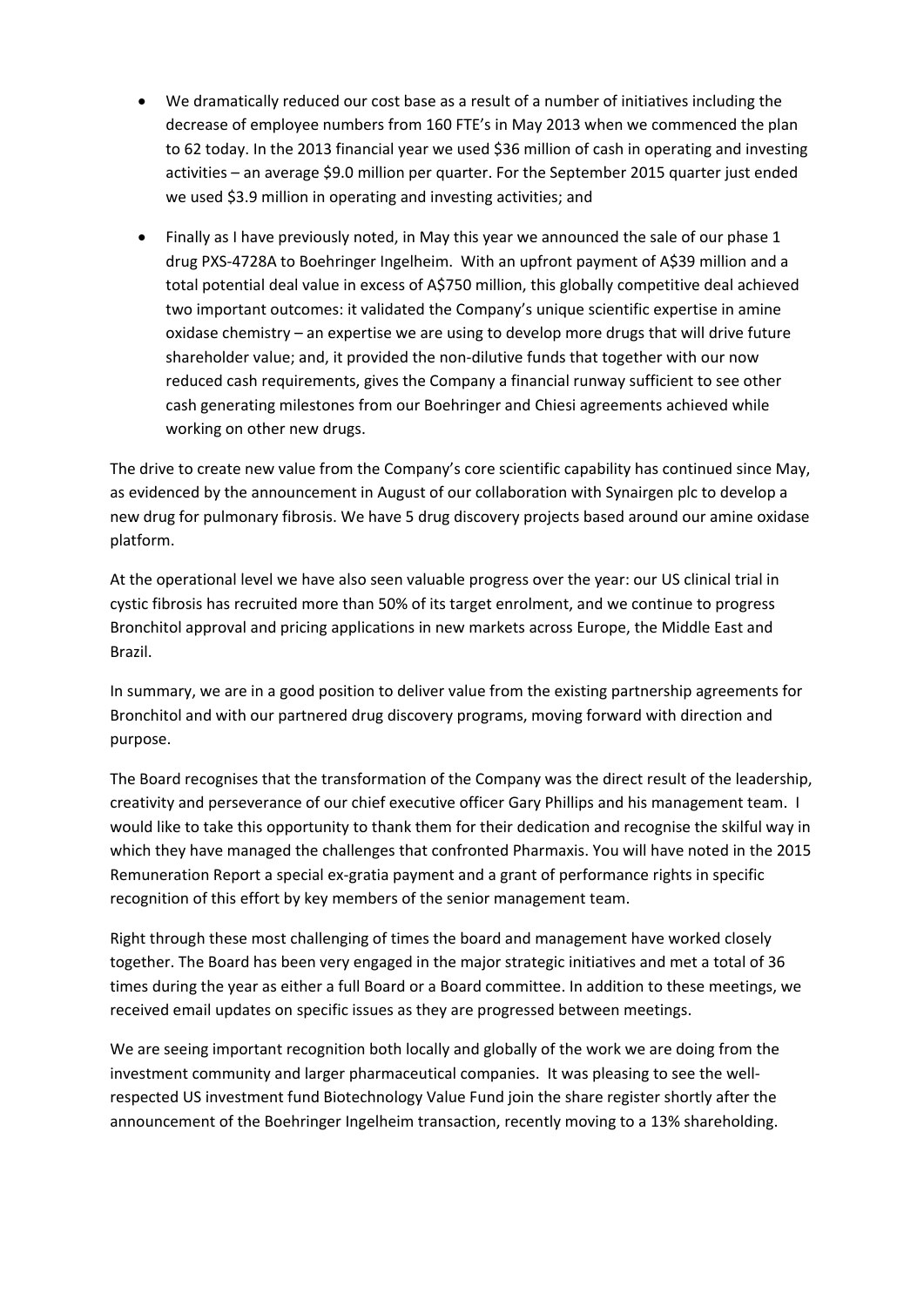- We dramatically reduced our cost base as a result of a number of initiatives including the decrease of employee numbers from 160 FTE's in May 2013 when we commenced the plan to 62 today. In the 2013 financial year we used $36 million of cash in operating and investing activities – an average $9.0 million per quarter. For the September 2015 quarter just ended we used $3.9 million in operating and investing activities; and

- Finally as I have previously noted, in May this year we announced the sale of our phase 1 drug PXS-4728A to Boehringer Ingelheim. With an upfront payment of A$39 million and a total potential deal value in excess of A$750 million, this globally competitive deal achieved two important outcomes: it validated the Company's unique scientific expertise in amine oxidase chemistry – an expertise we are using to develop more drugs that will drive future shareholder value; and, it provided the non-dilutive funds that together with our now reduced cash requirements, gives the Company a financial runway sufficient to see other cash generating milestones from our Boehringer and Chiesi agreements achieved while working on other new drugs.

The drive to create new value from the Company's core scientific capability has continued since May, as evidenced by the announcement in August of our collaboration with Synairgen plc to develop a new drug for pulmonary fibrosis. We have 5 drug discovery projects based around our amine oxidase platform.

At the operational level we have also seen valuable progress over the year: our US clinical trial in cystic fibrosis has recruited more than 50% of its target enrolment, and we continue to progress Bronchitol approval and pricing applications in new markets across Europe, the Middle East and Brazil.

In summary, we are in a good position to deliver value from the existing partnership agreements for Bronchitol and with our partnered drug discovery programs, moving forward with direction and purpose.

The Board recognises that the transformation of the Company was the direct result of the leadership, creativity and perseverance of our chief executive officer Gary Phillips and his management team. I would like to take this opportunity to thank them for their dedication and recognise the skilful way in which they have managed the challenges that confronted Pharmaxis. You will have noted in the 2015 Remuneration Report a special ex-gratia payment and a grant of performance rights in specific recognition of this effort by key members of the senior management team.

Right through these most challenging of times the board and management have worked closely together. The Board has been very engaged in the major strategic initiatives and met a total of 36 times during the year as either a full Board or a Board committee. In addition to these meetings, we received email updates on specific issues as they are progressed between meetings.

We are seeing important recognition both locally and globally of the work we are doing from the investment community and larger pharmaceutical companies. It was pleasing to see the well-respected US investment fund Biotechnology Value Fund join the share register shortly after the announcement of the Boehringer Ingelheim transaction, recently moving to a 13% shareholding.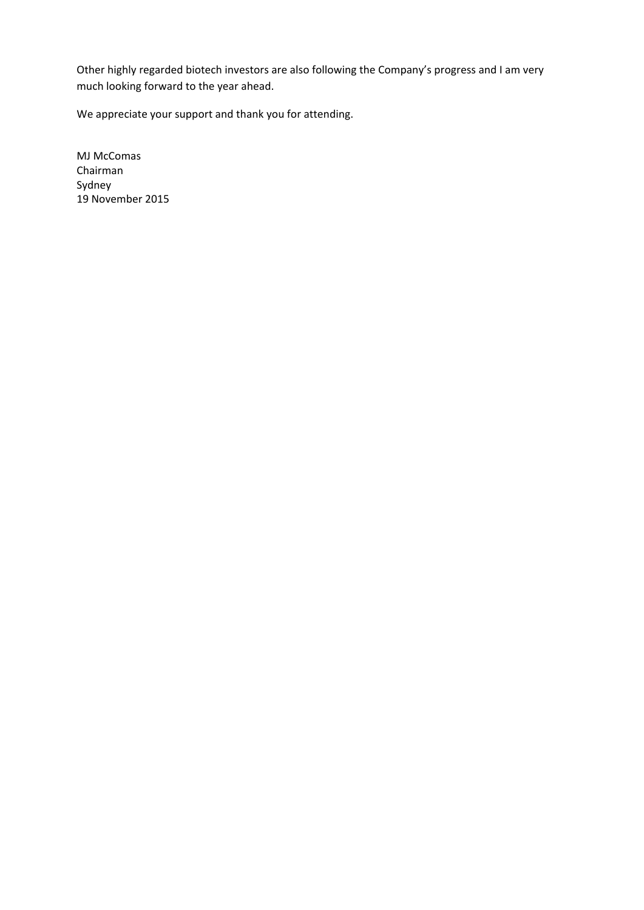Other highly regarded biotech investors are also following the Company's progress and I am very much looking forward to the year ahead.

We appreciate your support and thank you for attending.

MJ McComas  
Chairman  
Sydney  
19 November 2015